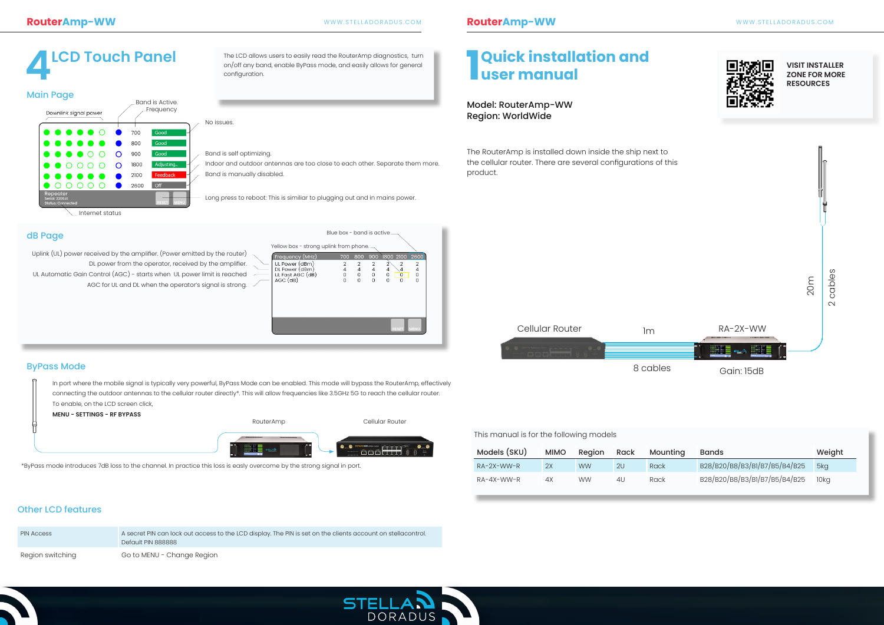## 4 LCD Touch Panel

The LCD allows users to easily read the RouterAmp diagnostics, turn on/off any band, enable ByPass mode, and easily allows for general configuration.

### Main Page

Downlink signal power

Band is Active. Frequency

| Frequency | Status | |
|---|---|---|
| 700 | Good | No issues. |
| 800 | Good | |
| 900 | Good | |
| 1800 | Adjusting.. | Band is self optimizing. |
| 2100 | Feedback | Indoor and outdoor antennas are too close to each other. Separate them more. |
| 2600 | Off | Band is manually disabled. |

Repeater
Serial: 2200JI
Status: Connected

RESET MENU

Long press to reboot: This is similiar to plugging out and in mains power.

Internet status

### dB Page

Blue box - band is active

Yellow box - strong uplink from phone.

- Uplink (UL) power received by the amplifier. (Power emitted by the router)
- DL power from the operator, received by the amplifier.
- UL Automatic Gain Control (AGC) - starts when UL power limit is reached
- AGC for UL and DL when the operator's signal is strong.

| Frequency (MHz) | 700 | 800 | 900 | 1800 | 2100 | 2600 |
|---|---|---|---|---|---|---|
| UL Power (dBm) | 2 | 2 | 2 | 2 | 2 | 2 |
| DL Power (dBm) | 4 | 4 | 4 | 4 | 4 | 4 |
| UL Fast AGC (dB) | 0 | 0 | 0 | 0 | 0 | 0 |
| AGC (dB) | 0 | 0 | 0 | 0 | 0 | 0 |

### ByPass Mode

In port where the mobile signal is typically very powerful, ByPass Mode can be enabled. This mode will bypass the RouterAmp, effectively connecting the outdoor antennas to the cellular router directly*. This will allow frequencies like 3.5GHz 5G to reach the cellular router.

To enable, on the LCD screen click,

**MENU - SETTINGS - RF BYPASS**

RouterAmp — Cellular Router

*ByPass mode introduces 7dB loss to the channel. In practice this loss is easly overcome by the strong signal in port.

### Other LCD features

| | |
|---|---|
| PIN Access | A secret PIN can lock out access to the LCD display. The PIN is set on the clients account on stellacontrol. Default PIN 888888 |
| Region switching | Go to MENU - Change Region |

## 1 Quick installation and user manual

**VISIT INSTALLER ZONE FOR MORE RESOURCES**

Model: RouterAmp-WW
Region: WorldWide

The RouterAmp is installed down inside the ship next to the cellular router. There are several configurations of this product.

Cellular Router — 1m — 8 cables — RA-2X-WW — Gain: 15dB — 20m — 2 cables

This manual is for the following models

| Models (SKU) | MIMO | Region | Rack | Mounting | Bands | Weight |
|---|---|---|---|---|---|---|
| RA-2X-WW-R | 2X | WW | 2U | Rack | B28/B20/B8/B3/B1/B7/B5/B4/B25 | 5kg |
| RA-4X-WW-R | 4X | WW | 4U | Rack | B28/B20/B8/B3/B1/B7/B5/B4/B25 | 10kg |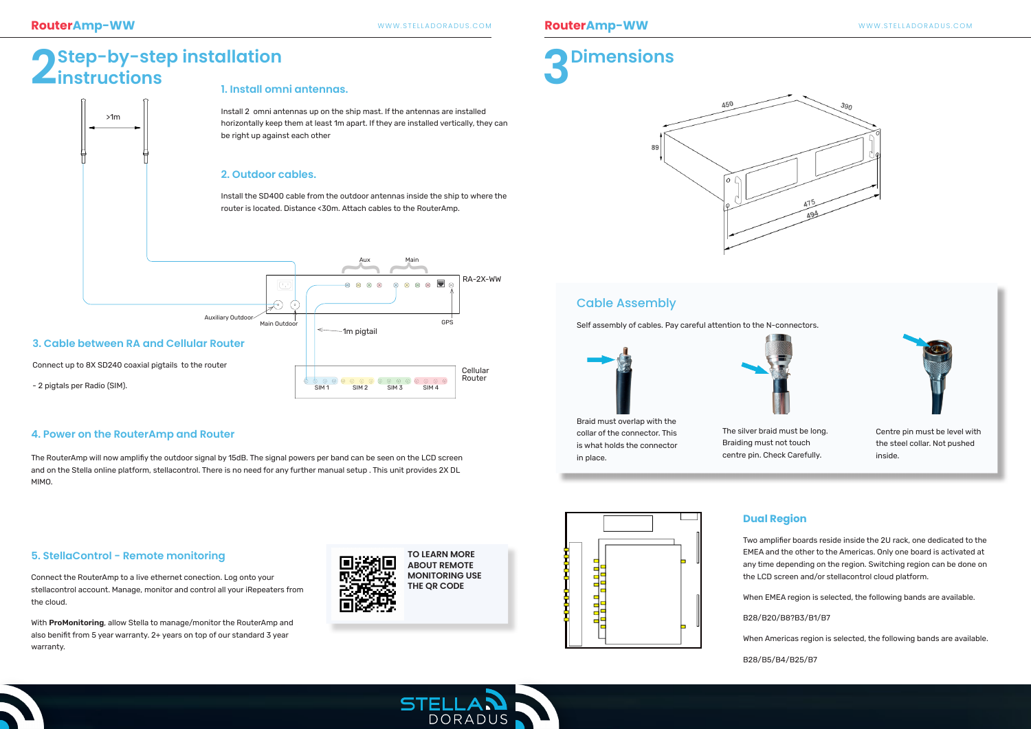# 2 Step-by-step installation instructions

>1m

### 1. Install omni antennas.

Install 2 omni antennas up on the ship mast. If the antennas are installed horizontally keep them at least 1m apart. If they are installed vertically, they can be right up against each other

### 2. Outdoor cables.

Install the SD400 cable from the outdoor antennas inside the ship to where the router is located. Distance <30m. Attach cables to the RouterAmp.

Aux

Main

RA-2X-WW

Auxiliary Outdoor

Main Outdoor

GPS

1m pigtail

Cellular Router

SIM 1

SIM 2

SIM 3

SIM 4

### 3. Cable between RA and Cellular Router

Connect up to 8X SD240 coaxial pigtails to the router

- 2 pigtals per Radio (SIM).

### 4. Power on the RouterAmp and Router

The RouterAmp will now amplify the outdoor signal by 15dB. The signal powers per band can be seen on the LCD screen and on the Stella online platform, stellacontrol. There is no need for any further manual setup . This unit provides 2X DL MIMO.

### 5. StellaControl - Remote monitoring

Connect the RouterAmp to a live ethernet conection. Log onto your stellacontrol account. Manage, monitor and control all your iRepeaters from the cloud.

With **ProMonitoring**, allow Stella to manage/monitor the RouterAmp and also benifit from 5 year warranty. 2+ years on top of our standard 3 year warranty.

**TO LEARN MORE ABOUT REMOTE MONITORING USE THE QR CODE**

# 3 Dimensions

450

390

89

475

494

## Cable Assembly

Self assembly of cables. Pay careful attention to the N-connectors.

Braid must overlap with the collar of the connector. This is what holds the connector in place.

The silver braid must be long. Braiding must not touch centre pin. Check Carefully.

Centre pin must be level with the steel collar. Not pushed inside.

## Dual Region

Two amplifier boards reside inside the 2U rack, one dedicated to the EMEA and the other to the Americas. Only one board is activated at any time depending on the region. Switching region can be done on the LCD screen and/or stellacontrol cloud platform.

When EMEA region is selected, the following bands are available.

B28/B20/B8?B3/B1/B7

When Americas region is selected, the following bands are available.

B28/B5/B4/B25/B7